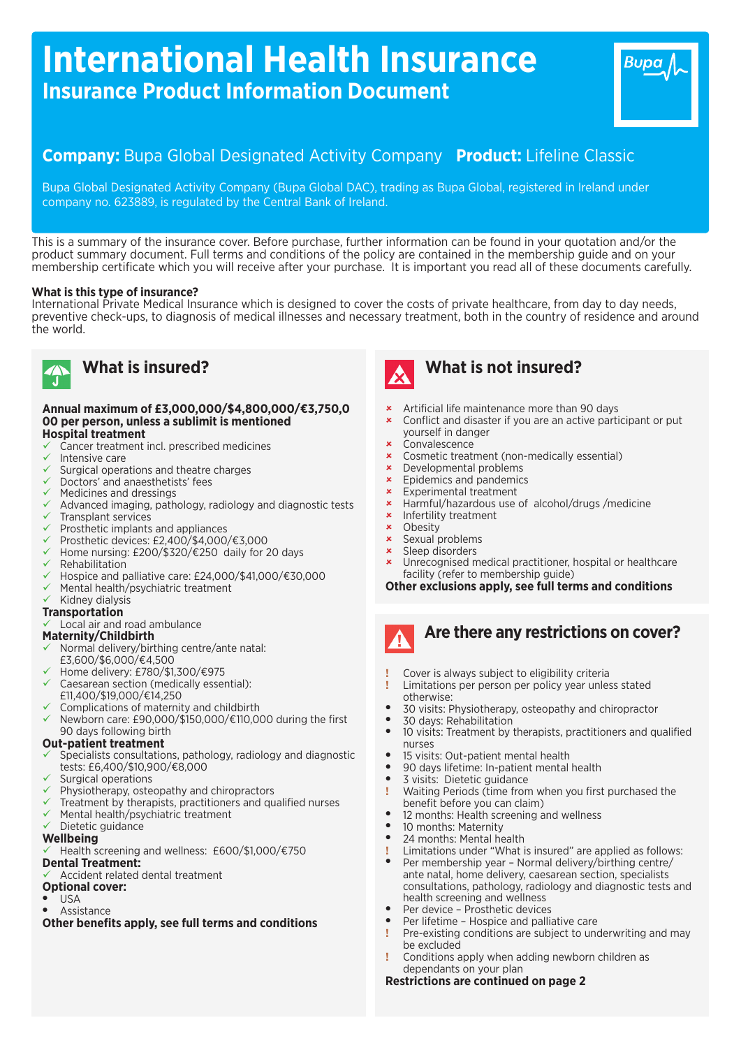# International Health Insurance

## Insurance Product Information Document

**Company:** Bupa Global Designated Activity Company **Product:** Lifeline Classic

Bupa Global Designated Activity Company (Bupa Global DAC), trading as Bupa Global, registered in Ireland under company no. 623889, is regulated by the Central Bank of Ireland.

This is a summary of the insurance cover. Before purchase, further information can be found in your quotation and/or the product summary document. Full terms and conditions of the policy are contained in the membership guide and on your membership certificate which you will receive after your purchase. It is important you read all of these documents carefully.

**What is this type of insurance?**

International Private Medical Insurance which is designed to cover the costs of private healthcare, from day to day needs, preventive check-ups, to diagnosis of medical illnesses and necessary treatment, both in the country of residence and around the world.

## What is insured?

**Annual maximum of £3,000,000/$4,800,000/€3,750,000 per person, unless a sublimit is mentioned**

**Hospital treatment**

- ✓ Cancer treatment incl. prescribed medicines
- ✓ Intensive care
- ✓ Surgical operations and theatre charges
- ✓ Doctors' and anaesthetists' fees
- ✓ Medicines and dressings
- ✓ Advanced imaging, pathology, radiology and diagnostic tests
- ✓ Transplant services
- ✓ Prosthetic implants and appliances
- ✓ Prosthetic devices: £2,400/$4,000/€3,000
- ✓ Home nursing: £200/$320/€250 daily for 20 days
- ✓ Rehabilitation
- ✓ Hospice and palliative care: £24,000/$41,000/€30,000
- ✓ Mental health/psychiatric treatment
- ✓ Kidney dialysis

**Transportation**

- ✓ Local air and road ambulance

**Maternity/Childbirth**

- ✓ Normal delivery/birthing centre/ante natal: £3,600/$6,000/€4,500
- ✓ Home delivery: £780/$1,300/€975
- ✓ Caesarean section (medically essential): £11,400/$19,000/€14,250
- ✓ Complications of maternity and childbirth
- ✓ Newborn care: £90,000/$150,000/€110,000 during the first 90 days following birth

**Out-patient treatment**

- ✓ Specialists consultations, pathology, radiology and diagnostic tests: £6,400/$10,900/€8,000
- ✓ Surgical operations
- ✓ Physiotherapy, osteopathy and chiropractors
- ✓ Treatment by therapists, practitioners and qualified nurses
- ✓ Mental health/psychiatric treatment
- ✓ Dietetic guidance

**Wellbeing**

- ✓ Health screening and wellness: £600/$1,000/€750

**Dental Treatment:**

- ✓ Accident related dental treatment

**Optional cover:**

- USA
- Assistance

**Other benefits apply, see full terms and conditions**

## What is not insured?

- × Artificial life maintenance more than 90 days
- × Conflict and disaster if you are an active participant or put yourself in danger
- × Convalescence
- × Cosmetic treatment (non-medically essential)
- × Developmental problems
- × Epidemics and pandemics
- × Experimental treatment
- × Harmful/hazardous use of alcohol/drugs /medicine
- × Infertility treatment
- × Obesity
- × Sexual problems
- × Sleep disorders
- × Unrecognised medical practitioner, hospital or healthcare facility (refer to membership guide)

**Other exclusions apply, see full terms and conditions**

## Are there any restrictions on cover?

- ! Cover is always subject to eligibility criteria
- ! Limitations per person per policy year unless stated otherwise:
  - 30 visits: Physiotherapy, osteopathy and chiropractor
  - 30 days: Rehabilitation
  - 10 visits: Treatment by therapists, practitioners and qualified nurses
  - 15 visits: Out-patient mental health
  - 90 days lifetime: In-patient mental health
  - 3 visits: Dietetic guidance
- ! Waiting Periods (time from when you first purchased the benefit before you can claim)
  - 12 months: Health screening and wellness
  - 10 months: Maternity
  - 24 months: Mental health
- ! Limitations under "What is insured" are applied as follows:
  - Per membership year – Normal delivery/birthing centre/ante natal, home delivery, caesarean section, specialists consultations, pathology, radiology and diagnostic tests and health screening and wellness
  - Per device – Prosthetic devices
  - Per lifetime – Hospice and palliative care
- ! Pre-existing conditions are subject to underwriting and may be excluded
- ! Conditions apply when adding newborn children as dependants on your plan

**Restrictions are continued on page 2**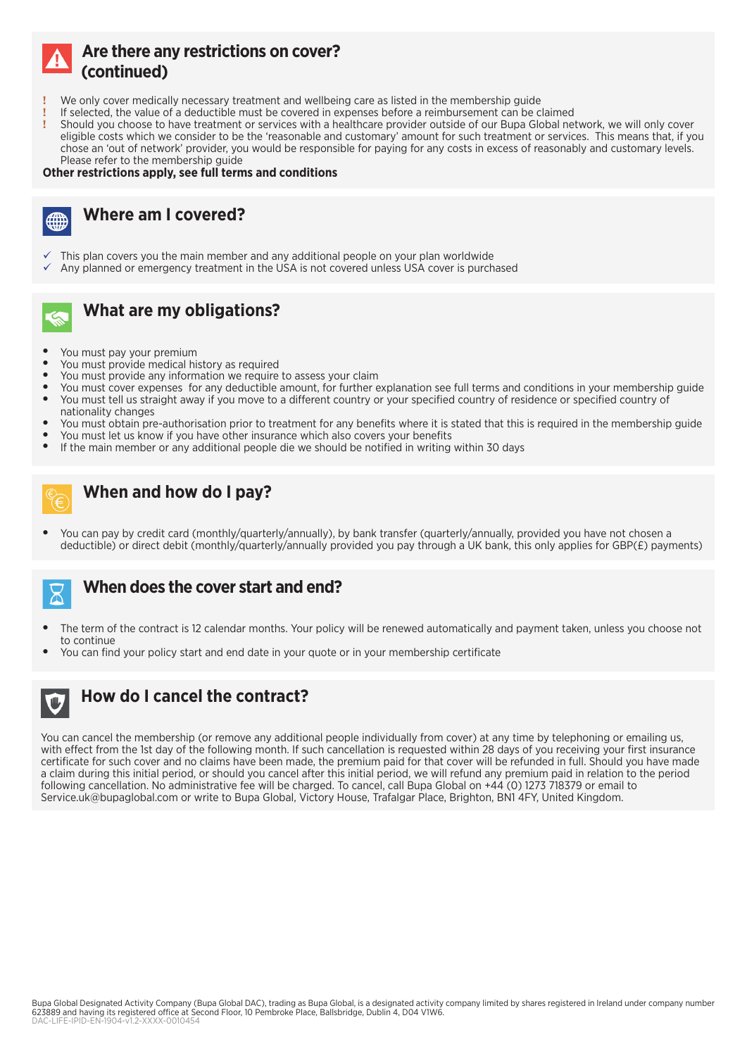## Are there any restrictions on cover? (continued)

- ! We only cover medically necessary treatment and wellbeing care as listed in the membership guide
- ! If selected, the value of a deductible must be covered in expenses before a reimbursement can be claimed
- ! Should you choose to have treatment or services with a healthcare provider outside of our Bupa Global network, we will only cover eligible costs which we consider to be the 'reasonable and customary' amount for such treatment or services. This means that, if you chose an 'out of network' provider, you would be responsible for paying for any costs in excess of reasonably and customary levels. Please refer to the membership guide

**Other restrictions apply, see full terms and conditions**

## Where am I covered?

- ✓ This plan covers you the main member and any additional people on your plan worldwide
- ✓ Any planned or emergency treatment in the USA is not covered unless USA cover is purchased

## What are my obligations?

- You must pay your premium
- You must provide medical history as required
- You must provide any information we require to assess your claim
- You must cover expenses for any deductible amount, for further explanation see full terms and conditions in your membership guide
- You must tell us straight away if you move to a different country or your specified country of residence or specified country of nationality changes
- You must obtain pre-authorisation prior to treatment for any benefits where it is stated that this is required in the membership guide
- You must let us know if you have other insurance which also covers your benefits
- If the main member or any additional people die we should be notified in writing within 30 days

## When and how do I pay?

- You can pay by credit card (monthly/quarterly/annually), by bank transfer (quarterly/annually, provided you have not chosen a deductible) or direct debit (monthly/quarterly/annually provided you pay through a UK bank, this only applies for GBP(£) payments)

## When does the cover start and end?

- The term of the contract is 12 calendar months. Your policy will be renewed automatically and payment taken, unless you choose not to continue
- You can find your policy start and end date in your quote or in your membership certificate

## How do I cancel the contract?

You can cancel the membership (or remove any additional people individually from cover) at any time by telephoning or emailing us, with effect from the 1st day of the following month. If such cancellation is requested within 28 days of you receiving your first insurance certificate for such cover and no claims have been made, the premium paid for that cover will be refunded in full. Should you have made a claim during this initial period, or should you cancel after this initial period, we will refund any premium paid in relation to the period following cancellation. No administrative fee will be charged. To cancel, call Bupa Global on +44 (0) 1273 718379 or email to Service.uk@bupaglobal.com or write to Bupa Global, Victory House, Trafalgar Place, Brighton, BN1 4FY, United Kingdom.

Bupa Global Designated Activity Company (Bupa Global DAC), trading as Bupa Global, is a designated activity company limited by shares registered in Ireland under company number 623889 and having its registered office at Second Floor, 10 Pembroke Place, Ballsbridge, Dublin 4, D04 V1W6.
DAC-LIFE-IPID-EN-1904-v1.2-XXXX-0010454